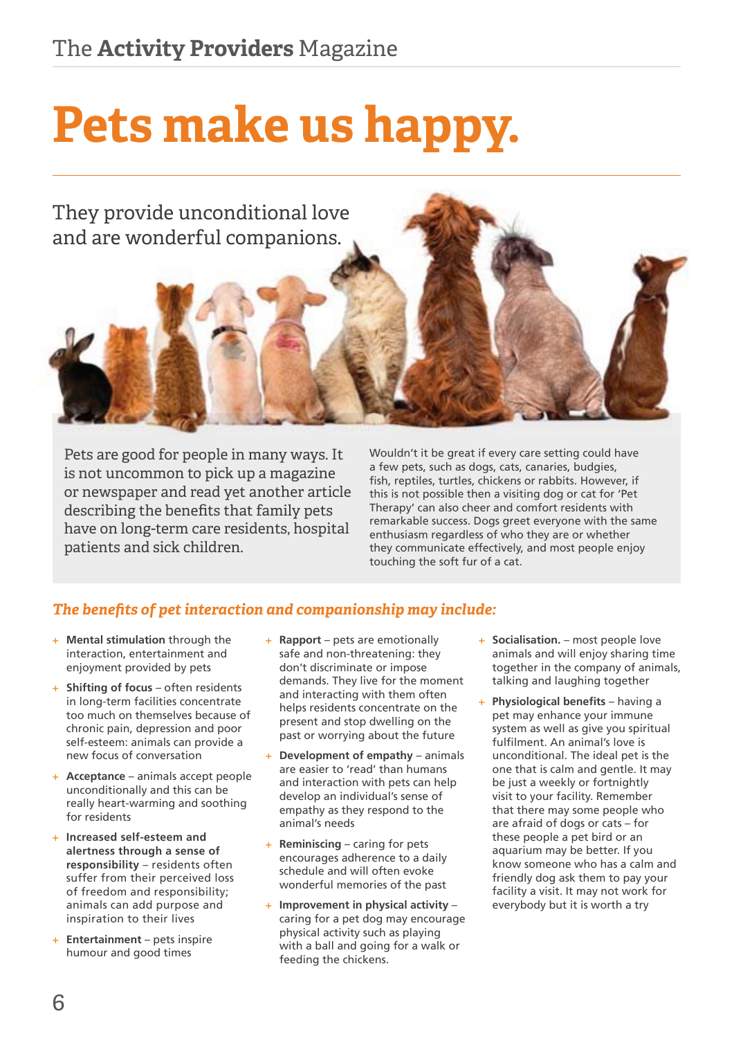# Pets make us happy.

They provide unconditional love and are wonderful companions.

Pets are good for people in many ways. It is not uncommon to pick up a magazine or newspaper and read yet another article describing the benefits that family pets have on long-term care residents, hospital patients and sick children.

Wouldn't it be great if every care setting could have a few pets, such as dogs, cats, canaries, budgies, fish, reptiles, turtles, chickens or rabbits. However, if this is not possible then a visiting dog or cat for 'Pet Therapy' can also cheer and comfort residents with remarkable success. Dogs greet everyone with the same enthusiasm regardless of who they are or whether they communicate effectively, and most people enjoy touching the soft fur of a cat.

## *The benefits of pet interaction and companionship may include:*

- **Mental stimulation** through the interaction, entertainment and enjoyment provided by pets
- **Shifting of focus** – often residents in long-term facilities concentrate too much on themselves because of chronic pain, depression and poor self-esteem: animals can provide a new focus of conversation
- **Acceptance** – animals accept people unconditionally and this can be really heart-warming and soothing for residents
- **Increased self-esteem and alertness through a sense of responsibility** – residents often suffer from their perceived loss of freedom and responsibility; animals can add purpose and inspiration to their lives
- **Entertainment** – pets inspire humour and good times
- **Rapport** – pets are emotionally safe and non-threatening: they don't discriminate or impose demands. They live for the moment and interacting with them often helps residents concentrate on the present and stop dwelling on the past or worrying about the future
- **Development of empathy** – animals are easier to 'read' than humans and interaction with pets can help develop an individual's sense of empathy as they respond to the animal's needs
- **Reminiscing** – caring for pets encourages adherence to a daily schedule and will often evoke wonderful memories of the past
- **Improvement in physical activity** – caring for a pet dog may encourage physical activity such as playing with a ball and going for a walk or feeding the chickens.
- **Socialisation.** – most people love animals and will enjoy sharing time together in the company of animals, talking and laughing together
- **Physiological benefits** – having a pet may enhance your immune system as well as give you spiritual fulfilment. An animal's love is unconditional. The ideal pet is the one that is calm and gentle. It may be just a weekly or fortnightly visit to your facility. Remember that there may some people who are afraid of dogs or cats – for these people a pet bird or an aquarium may be better. If you know someone who has a calm and friendly dog ask them to pay your facility a visit. It may not work for everybody but it is worth a try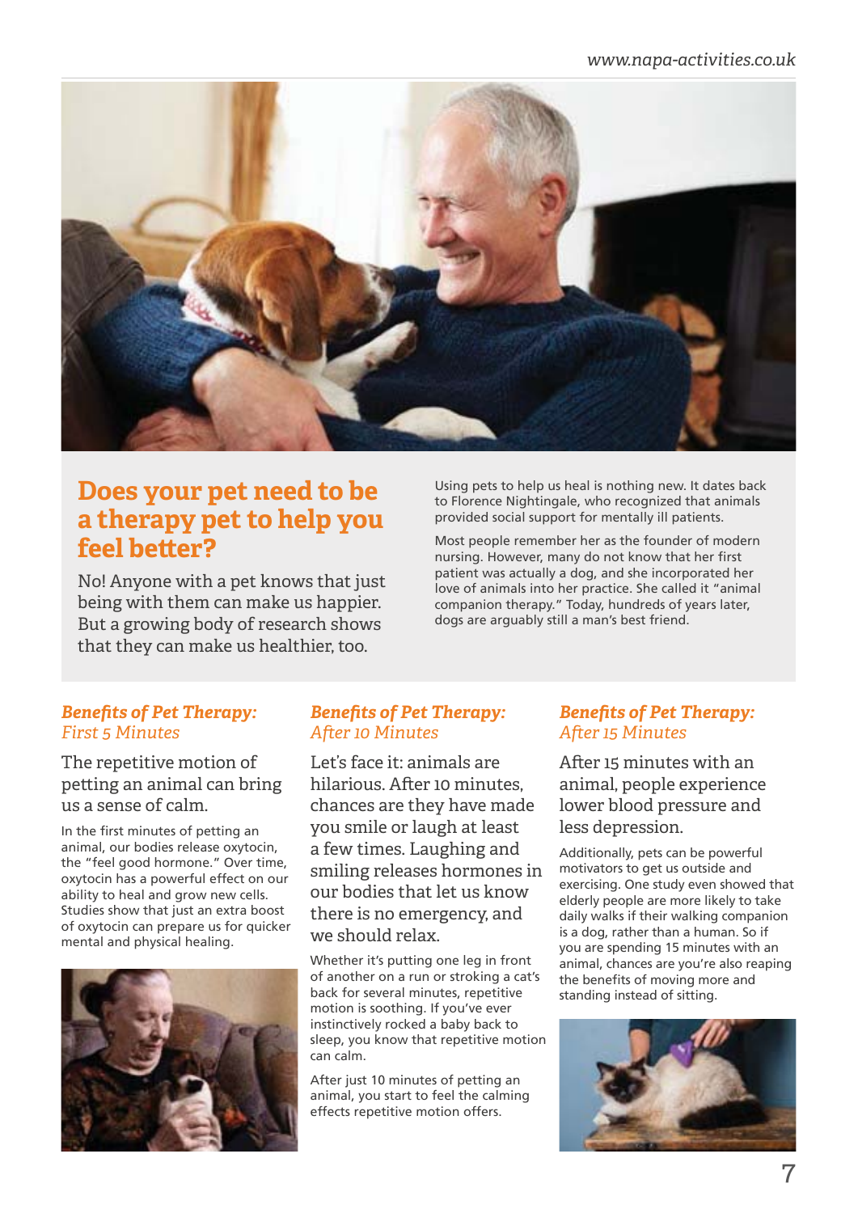# Does your pet need to be a therapy pet to help you feel better?

No! Anyone with a pet knows that just being with them can make us happier. But a growing body of research shows that they can make us healthier, too.

Using pets to help us heal is nothing new. It dates back to Florence Nightingale, who recognized that animals provided social support for mentally ill patients.

Most people remember her as the founder of modern nursing. However, many do not know that her first patient was actually a dog, and she incorporated her love of animals into her practice. She called it "animal companion therapy." Today, hundreds of years later, dogs are arguably still a man's best friend.

## *Benefits of Pet Therapy: First 5 Minutes*

The repetitive motion of petting an animal can bring us a sense of calm.

In the first minutes of petting an animal, our bodies release oxytocin, the "feel good hormone." Over time, oxytocin has a powerful effect on our ability to heal and grow new cells. Studies show that just an extra boost of oxytocin can prepare us for quicker mental and physical healing.

## *Benefits of Pet Therapy: After 10 Minutes*

Let's face it: animals are hilarious. After 10 minutes, chances are they have made you smile or laugh at least a few times. Laughing and smiling releases hormones in our bodies that let us know there is no emergency, and we should relax.

Whether it's putting one leg in front of another on a run or stroking a cat's back for several minutes, repetitive motion is soothing. If you've ever instinctively rocked a baby back to sleep, you know that repetitive motion can calm.

After just 10 minutes of petting an animal, you start to feel the calming effects repetitive motion offers.

## *Benefits of Pet Therapy: After 15 Minutes*

After 15 minutes with an animal, people experience lower blood pressure and less depression.

Additionally, pets can be powerful motivators to get us outside and exercising. One study even showed that elderly people are more likely to take daily walks if their walking companion is a dog, rather than a human. So if you are spending 15 minutes with an animal, chances are you're also reaping the benefits of moving more and standing instead of sitting.